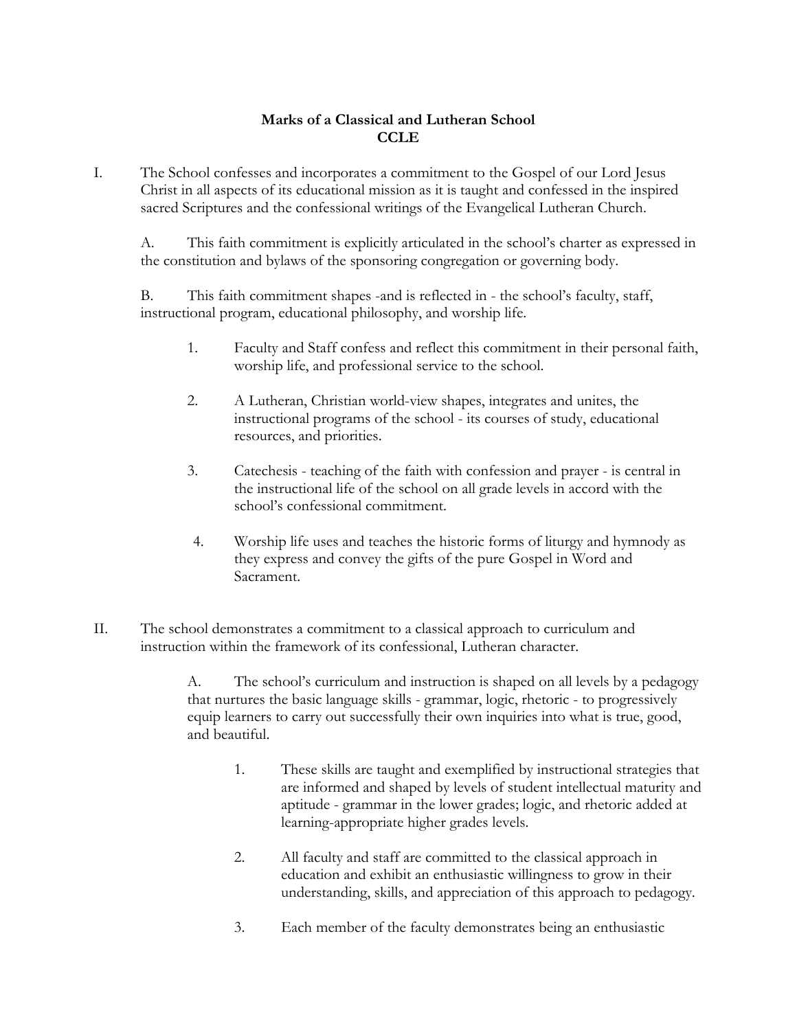**Marks of a Classical and Lutheran School**
**CCLE**

I. The School confesses and incorporates a commitment to the Gospel of our Lord Jesus Christ in all aspects of its educational mission as it is taught and confessed in the inspired sacred Scriptures and the confessional writings of the Evangelical Lutheran Church.

A. This faith commitment is explicitly articulated in the school's charter as expressed in the constitution and bylaws of the sponsoring congregation or governing body.

B. This faith commitment shapes -and is reflected in - the school's faculty, staff, instructional program, educational philosophy, and worship life.

1. Faculty and Staff confess and reflect this commitment in their personal faith, worship life, and professional service to the school.

2. A Lutheran, Christian world-view shapes, integrates and unites, the instructional programs of the school - its courses of study, educational resources, and priorities.

3. Catechesis - teaching of the faith with confession and prayer - is central in the instructional life of the school on all grade levels in accord with the school's confessional commitment.

4. Worship life uses and teaches the historic forms of liturgy and hymnody as they express and convey the gifts of the pure Gospel in Word and Sacrament.

II. The school demonstrates a commitment to a classical approach to curriculum and instruction within the framework of its confessional, Lutheran character.

A. The school's curriculum and instruction is shaped on all levels by a pedagogy that nurtures the basic language skills - grammar, logic, rhetoric - to progressively equip learners to carry out successfully their own inquiries into what is true, good, and beautiful.

1. These skills are taught and exemplified by instructional strategies that are informed and shaped by levels of student intellectual maturity and aptitude - grammar in the lower grades; logic, and rhetoric added at learning-appropriate higher grades levels.

2. All faculty and staff are committed to the classical approach in education and exhibit an enthusiastic willingness to grow in their understanding, skills, and appreciation of this approach to pedagogy.

3. Each member of the faculty demonstrates being an enthusiastic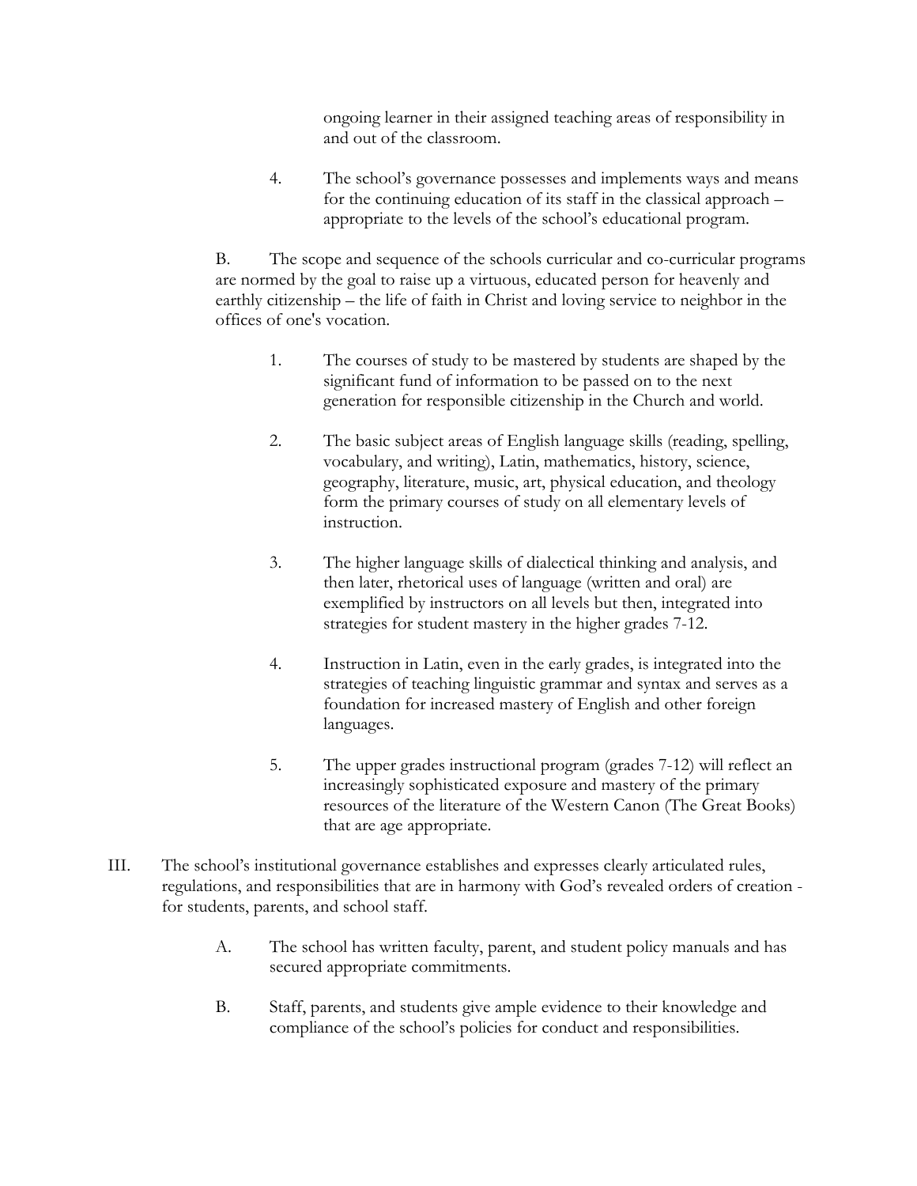ongoing learner in their assigned teaching areas of responsibility in and out of the classroom.

4. The school's governance possesses and implements ways and means for the continuing education of its staff in the classical approach – appropriate to the levels of the school's educational program.

B. The scope and sequence of the schools curricular and co-curricular programs are normed by the goal to raise up a virtuous, educated person for heavenly and earthly citizenship – the life of faith in Christ and loving service to neighbor in the offices of one's vocation.

1. The courses of study to be mastered by students are shaped by the significant fund of information to be passed on to the next generation for responsible citizenship in the Church and world.

2. The basic subject areas of English language skills (reading, spelling, vocabulary, and writing), Latin, mathematics, history, science, geography, literature, music, art, physical education, and theology form the primary courses of study on all elementary levels of instruction.

3. The higher language skills of dialectical thinking and analysis, and then later, rhetorical uses of language (written and oral) are exemplified by instructors on all levels but then, integrated into strategies for student mastery in the higher grades 7-12.

4. Instruction in Latin, even in the early grades, is integrated into the strategies of teaching linguistic grammar and syntax and serves as a foundation for increased mastery of English and other foreign languages.

5. The upper grades instructional program (grades 7-12) will reflect an increasingly sophisticated exposure and mastery of the primary resources of the literature of the Western Canon (The Great Books) that are age appropriate.

III. The school's institutional governance establishes and expresses clearly articulated rules, regulations, and responsibilities that are in harmony with God's revealed orders of creation - for students, parents, and school staff.

A. The school has written faculty, parent, and student policy manuals and has secured appropriate commitments.

B. Staff, parents, and students give ample evidence to their knowledge and compliance of the school's policies for conduct and responsibilities.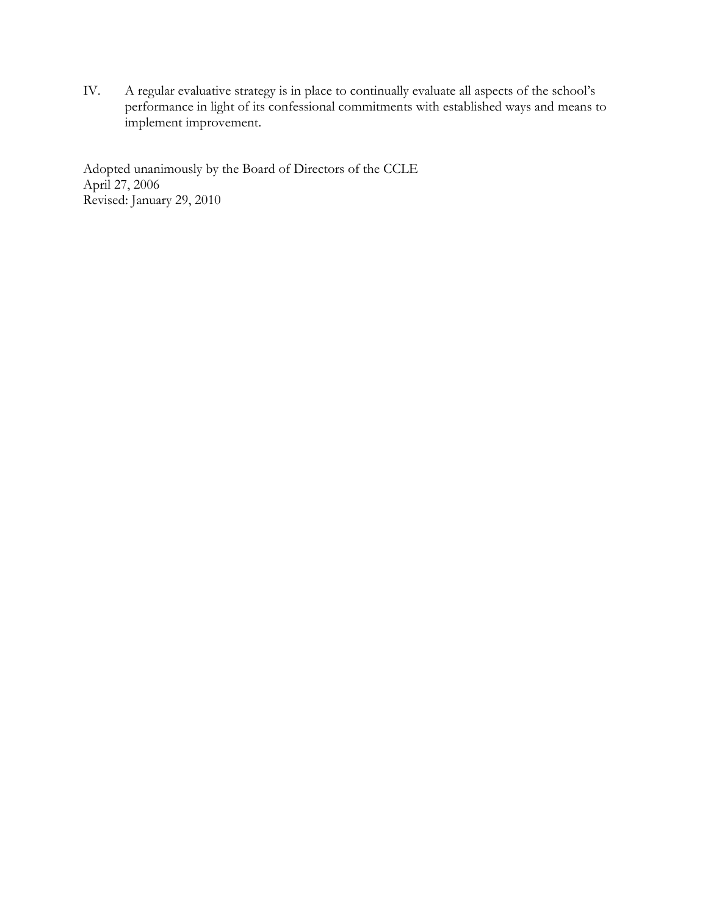IV. A regular evaluative strategy is in place to continually evaluate all aspects of the school's performance in light of its confessional commitments with established ways and means to implement improvement.

Adopted unanimously by the Board of Directors of the CCLE
April 27, 2006
Revised: January 29, 2010